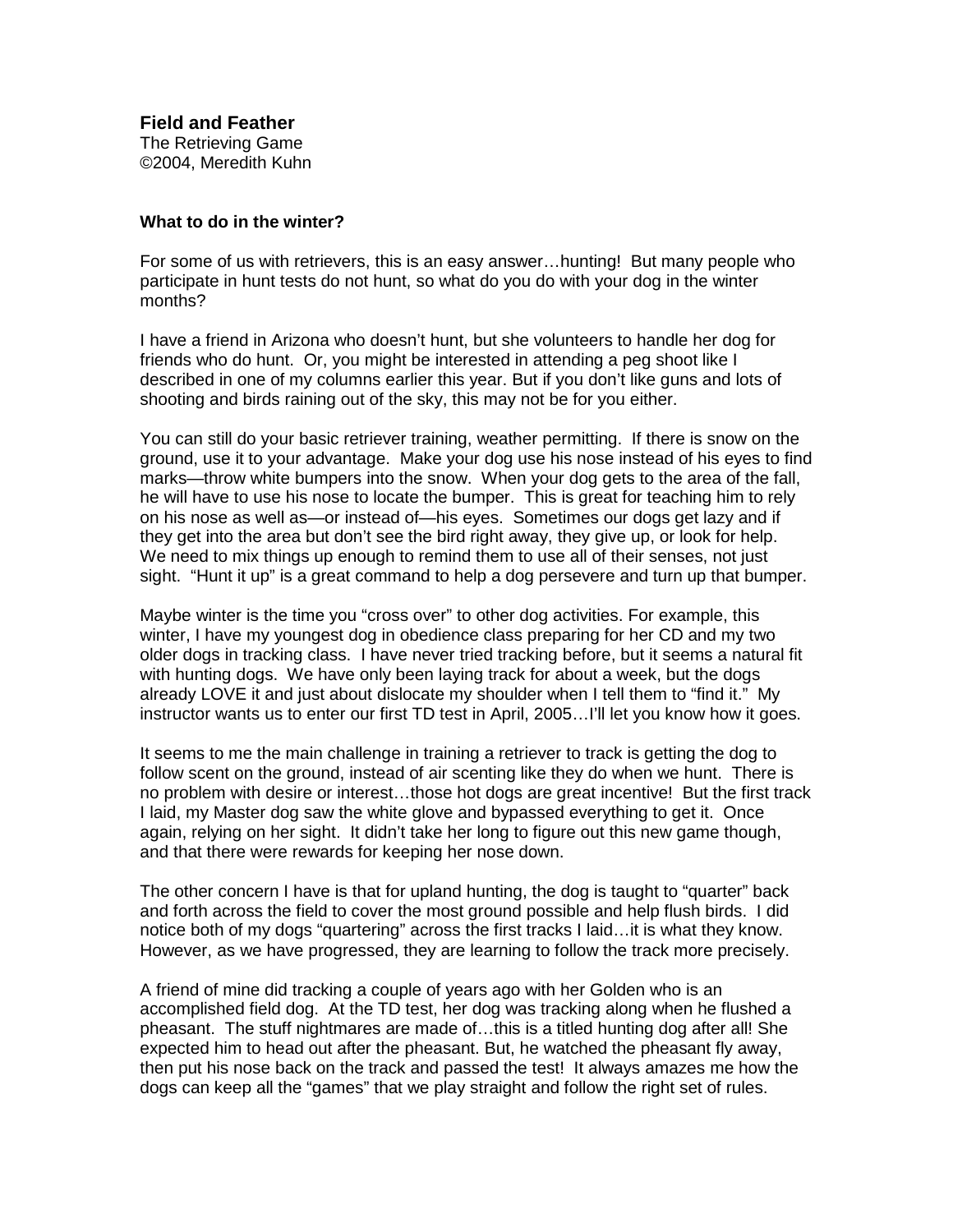**Field and Feather**
The Retrieving Game
©2004, Meredith Kuhn

**What to do in the winter?**

For some of us with retrievers, this is an easy answer…hunting! But many people who participate in hunt tests do not hunt, so what do you do with your dog in the winter months?

I have a friend in Arizona who doesn't hunt, but she volunteers to handle her dog for friends who do hunt. Or, you might be interested in attending a peg shoot like I described in one of my columns earlier this year. But if you don't like guns and lots of shooting and birds raining out of the sky, this may not be for you either.

You can still do your basic retriever training, weather permitting. If there is snow on the ground, use it to your advantage. Make your dog use his nose instead of his eyes to find marks—throw white bumpers into the snow. When your dog gets to the area of the fall, he will have to use his nose to locate the bumper. This is great for teaching him to rely on his nose as well as—or instead of—his eyes. Sometimes our dogs get lazy and if they get into the area but don't see the bird right away, they give up, or look for help. We need to mix things up enough to remind them to use all of their senses, not just sight. "Hunt it up" is a great command to help a dog persevere and turn up that bumper.

Maybe winter is the time you "cross over" to other dog activities. For example, this winter, I have my youngest dog in obedience class preparing for her CD and my two older dogs in tracking class. I have never tried tracking before, but it seems a natural fit with hunting dogs. We have only been laying track for about a week, but the dogs already LOVE it and just about dislocate my shoulder when I tell them to "find it." My instructor wants us to enter our first TD test in April, 2005…I'll let you know how it goes.

It seems to me the main challenge in training a retriever to track is getting the dog to follow scent on the ground, instead of air scenting like they do when we hunt. There is no problem with desire or interest…those hot dogs are great incentive! But the first track I laid, my Master dog saw the white glove and bypassed everything to get it. Once again, relying on her sight. It didn't take her long to figure out this new game though, and that there were rewards for keeping her nose down.

The other concern I have is that for upland hunting, the dog is taught to "quarter" back and forth across the field to cover the most ground possible and help flush birds. I did notice both of my dogs "quartering" across the first tracks I laid…it is what they know. However, as we have progressed, they are learning to follow the track more precisely.

A friend of mine did tracking a couple of years ago with her Golden who is an accomplished field dog. At the TD test, her dog was tracking along when he flushed a pheasant. The stuff nightmares are made of…this is a titled hunting dog after all! She expected him to head out after the pheasant. But, he watched the pheasant fly away, then put his nose back on the track and passed the test! It always amazes me how the dogs can keep all the "games" that we play straight and follow the right set of rules.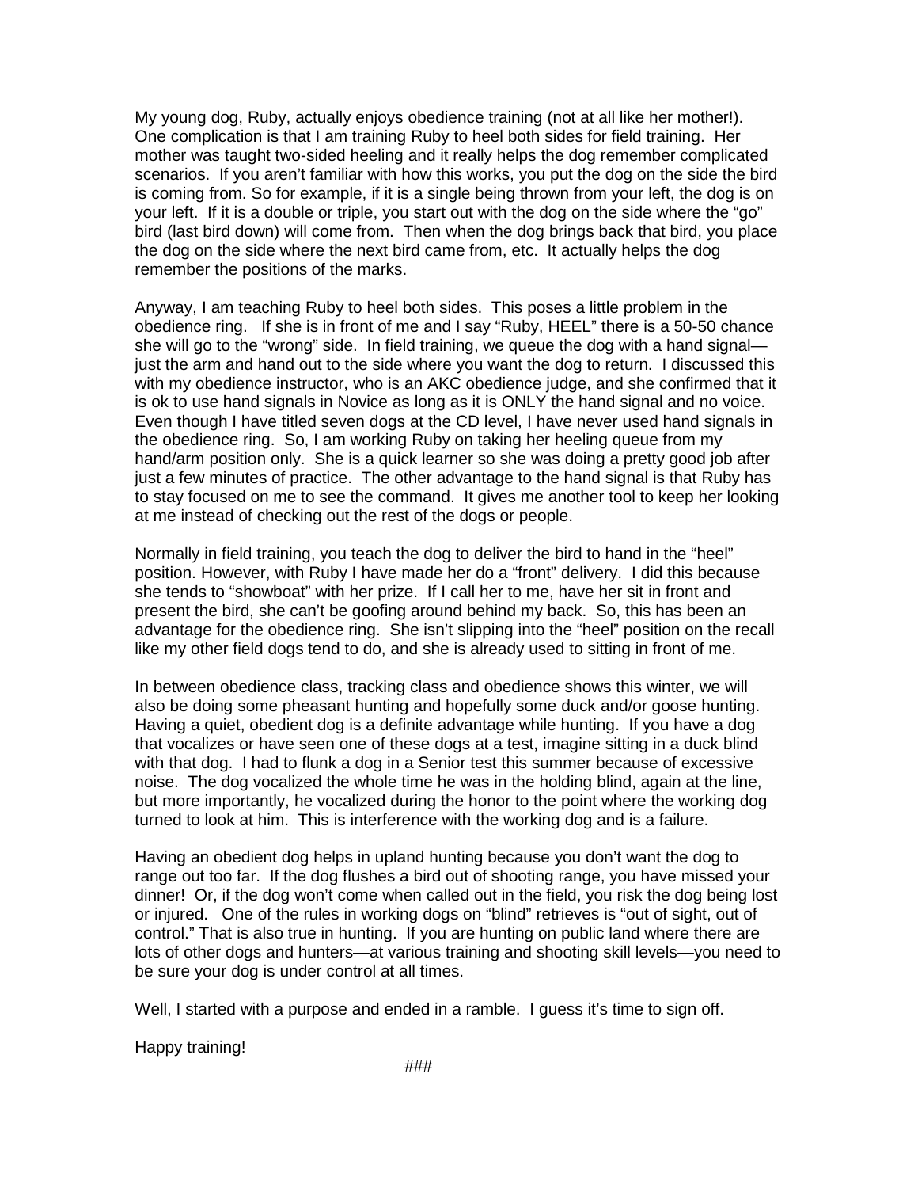My young dog, Ruby, actually enjoys obedience training (not at all like her mother!). One complication is that I am training Ruby to heel both sides for field training. Her mother was taught two-sided heeling and it really helps the dog remember complicated scenarios. If you aren't familiar with how this works, you put the dog on the side the bird is coming from. So for example, if it is a single being thrown from your left, the dog is on your left. If it is a double or triple, you start out with the dog on the side where the "go" bird (last bird down) will come from. Then when the dog brings back that bird, you place the dog on the side where the next bird came from, etc. It actually helps the dog remember the positions of the marks.

Anyway, I am teaching Ruby to heel both sides. This poses a little problem in the obedience ring. If she is in front of me and I say "Ruby, HEEL" there is a 50-50 chance she will go to the "wrong" side. In field training, we queue the dog with a hand signal—just the arm and hand out to the side where you want the dog to return. I discussed this with my obedience instructor, who is an AKC obedience judge, and she confirmed that it is ok to use hand signals in Novice as long as it is ONLY the hand signal and no voice. Even though I have titled seven dogs at the CD level, I have never used hand signals in the obedience ring. So, I am working Ruby on taking her heeling queue from my hand/arm position only. She is a quick learner so she was doing a pretty good job after just a few minutes of practice. The other advantage to the hand signal is that Ruby has to stay focused on me to see the command. It gives me another tool to keep her looking at me instead of checking out the rest of the dogs or people.

Normally in field training, you teach the dog to deliver the bird to hand in the "heel" position. However, with Ruby I have made her do a "front" delivery. I did this because she tends to "showboat" with her prize. If I call her to me, have her sit in front and present the bird, she can't be goofing around behind my back. So, this has been an advantage for the obedience ring. She isn't slipping into the "heel" position on the recall like my other field dogs tend to do, and she is already used to sitting in front of me.

In between obedience class, tracking class and obedience shows this winter, we will also be doing some pheasant hunting and hopefully some duck and/or goose hunting. Having a quiet, obedient dog is a definite advantage while hunting. If you have a dog that vocalizes or have seen one of these dogs at a test, imagine sitting in a duck blind with that dog. I had to flunk a dog in a Senior test this summer because of excessive noise. The dog vocalized the whole time he was in the holding blind, again at the line, but more importantly, he vocalized during the honor to the point where the working dog turned to look at him. This is interference with the working dog and is a failure.

Having an obedient dog helps in upland hunting because you don't want the dog to range out too far. If the dog flushes a bird out of shooting range, you have missed your dinner! Or, if the dog won't come when called out in the field, you risk the dog being lost or injured. One of the rules in working dogs on "blind" retrieves is "out of sight, out of control." That is also true in hunting. If you are hunting on public land where there are lots of other dogs and hunters—at various training and shooting skill levels—you need to be sure your dog is under control at all times.

Well, I started with a purpose and ended in a ramble. I guess it's time to sign off.

Happy training!

###